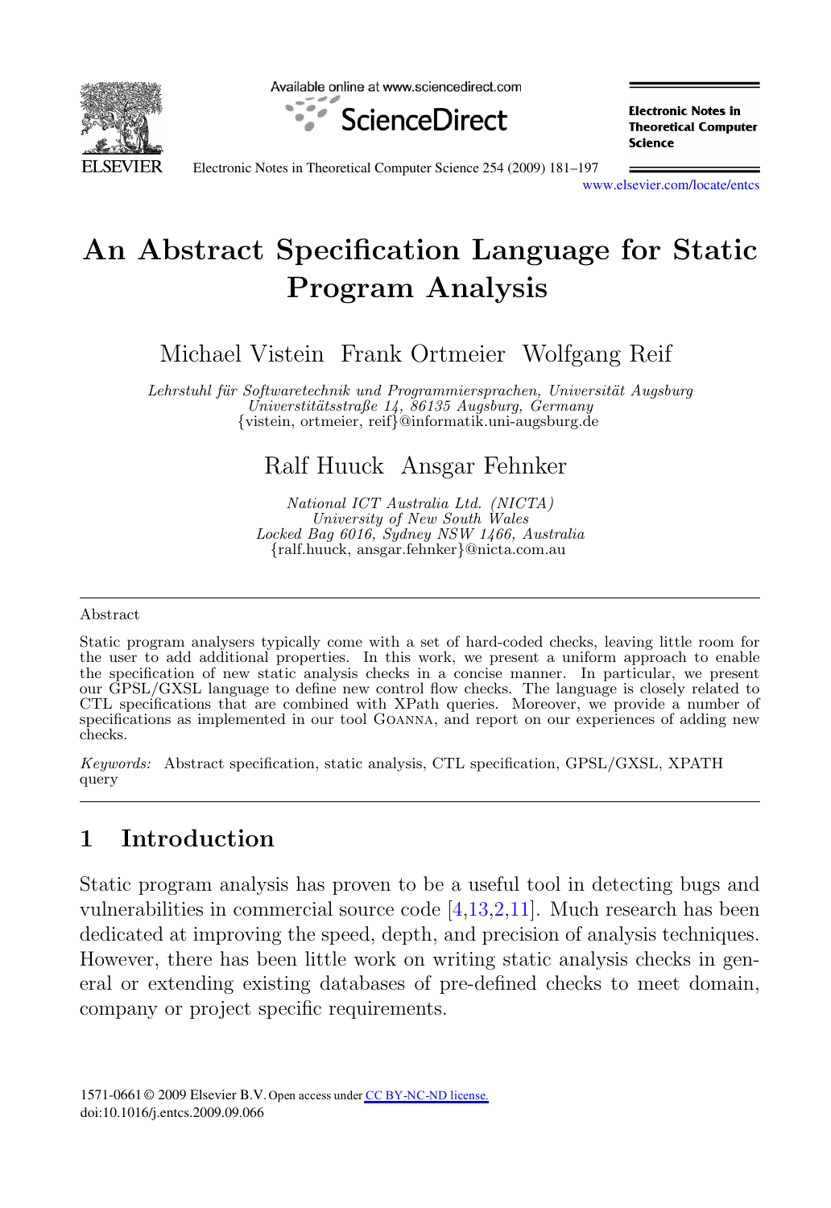# An Abstract Specification Language for Static Program Analysis

Michael Vistein  Frank Ortmeier  Wolfgang Reif

*Lehrstuhl für Softwaretechnik und Programmiersprachen, Universität Augsburg*
*Universtitätsstraße 14, 86135 Augsburg, Germany*
{vistein, ortmeier, reif}@informatik.uni-augsburg.de

Ralf Huuck  Ansgar Fehnker

*National ICT Australia Ltd. (NICTA)*
*University of New South Wales*
*Locked Bag 6016, Sydney NSW 1466, Australia*
{ralf.huuck, ansgar.fehnker}@nicta.com.au

## Abstract

Static program analysers typically come with a set of hard-coded checks, leaving little room for the user to add additional properties. In this work, we present a uniform approach to enable the specification of new static analysis checks in a concise manner. In particular, we present our GPSL/GXSL language to define new control flow checks. The language is closely related to CTL specifications that are combined with XPath queries. Moreover, we provide a number of specifications as implemented in our tool Goanna, and report on our experiences of adding new checks.

*Keywords:* Abstract specification, static analysis, CTL specification, GPSL/GXSL, XPATH query

## 1 Introduction

Static program analysis has proven to be a useful tool in detecting bugs and vulnerabilities in commercial source code [4,13,2,11]. Much research has been dedicated at improving the speed, depth, and precision of analysis techniques. However, there has been little work on writing static analysis checks in general or extending existing databases of pre-defined checks to meet domain, company or project specific requirements.

1571-0661 © 2009 Elsevier B.V. Open access under CC BY-NC-ND license.
doi:10.1016/j.entcs.2009.09.066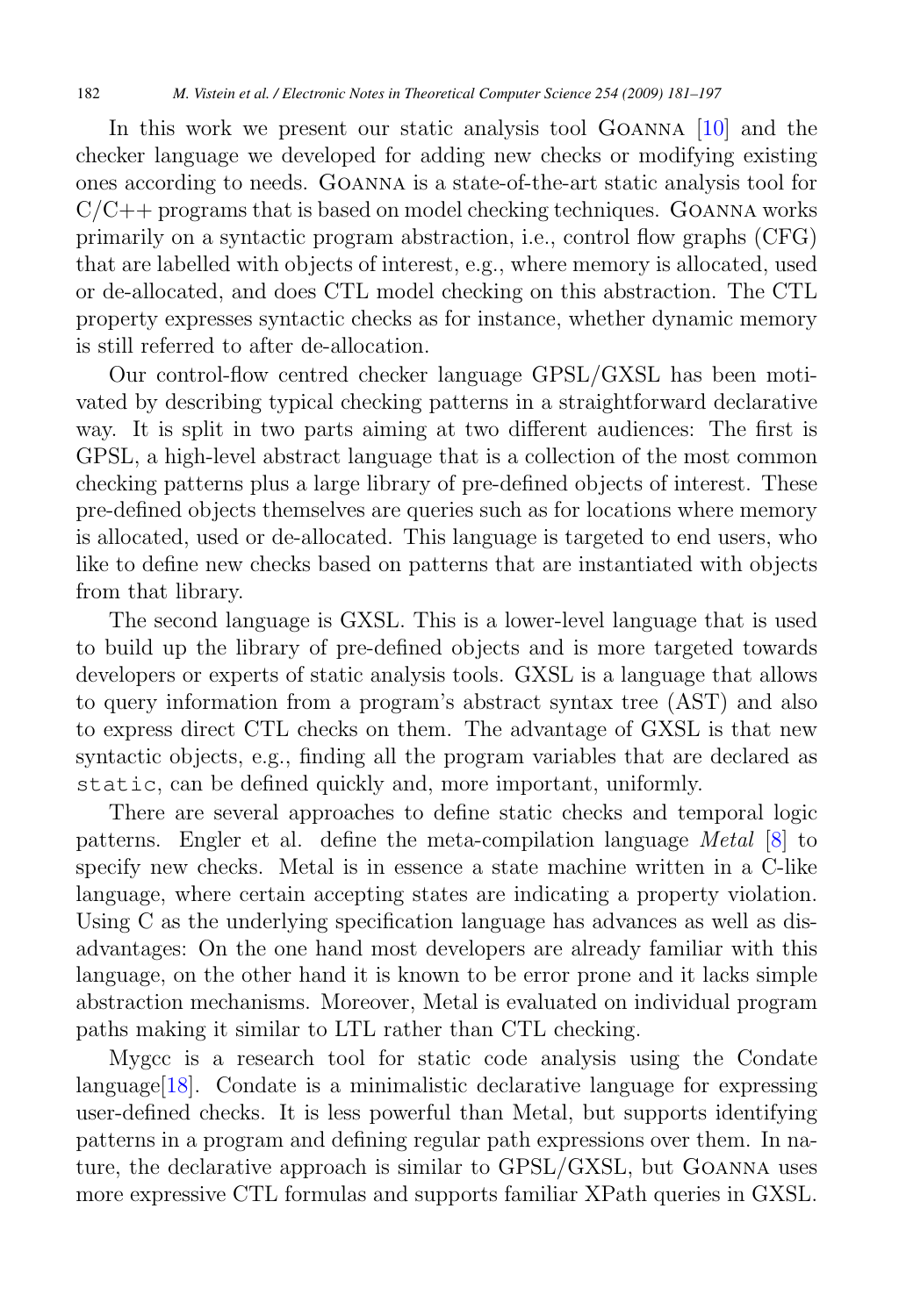In this work we present our static analysis tool Goanna [10] and the checker language we developed for adding new checks or modifying existing ones according to needs. Goanna is a state-of-the-art static analysis tool for C/C++ programs that is based on model checking techniques. Goanna works primarily on a syntactic program abstraction, i.e., control flow graphs (CFG) that are labelled with objects of interest, e.g., where memory is allocated, used or de-allocated, and does CTL model checking on this abstraction. The CTL property expresses syntactic checks as for instance, whether dynamic memory is still referred to after de-allocation.

Our control-flow centred checker language GPSL/GXSL has been motivated by describing typical checking patterns in a straightforward declarative way. It is split in two parts aiming at two different audiences: The first is GPSL, a high-level abstract language that is a collection of the most common checking patterns plus a large library of pre-defined objects of interest. These pre-defined objects themselves are queries such as for locations where memory is allocated, used or de-allocated. This language is targeted to end users, who like to define new checks based on patterns that are instantiated with objects from that library.

The second language is GXSL. This is a lower-level language that is used to build up the library of pre-defined objects and is more targeted towards developers or experts of static analysis tools. GXSL is a language that allows to query information from a program's abstract syntax tree (AST) and also to express direct CTL checks on them. The advantage of GXSL is that new syntactic objects, e.g., finding all the program variables that are declared as `static`, can be defined quickly and, more important, uniformly.

There are several approaches to define static checks and temporal logic patterns. Engler et al. define the meta-compilation language *Metal* [8] to specify new checks. Metal is in essence a state machine written in a C-like language, where certain accepting states are indicating a property violation. Using C as the underlying specification language has advances as well as disadvantages: On the one hand most developers are already familiar with this language, on the other hand it is known to be error prone and it lacks simple abstraction mechanisms. Moreover, Metal is evaluated on individual program paths making it similar to LTL rather than CTL checking.

Mygcc is a research tool for static code analysis using the Condate language[18]. Condate is a minimalistic declarative language for expressing user-defined checks. It is less powerful than Metal, but supports identifying patterns in a program and defining regular path expressions over them. In nature, the declarative approach is similar to GPSL/GXSL, but Goanna uses more expressive CTL formulas and supports familiar XPath queries in GXSL.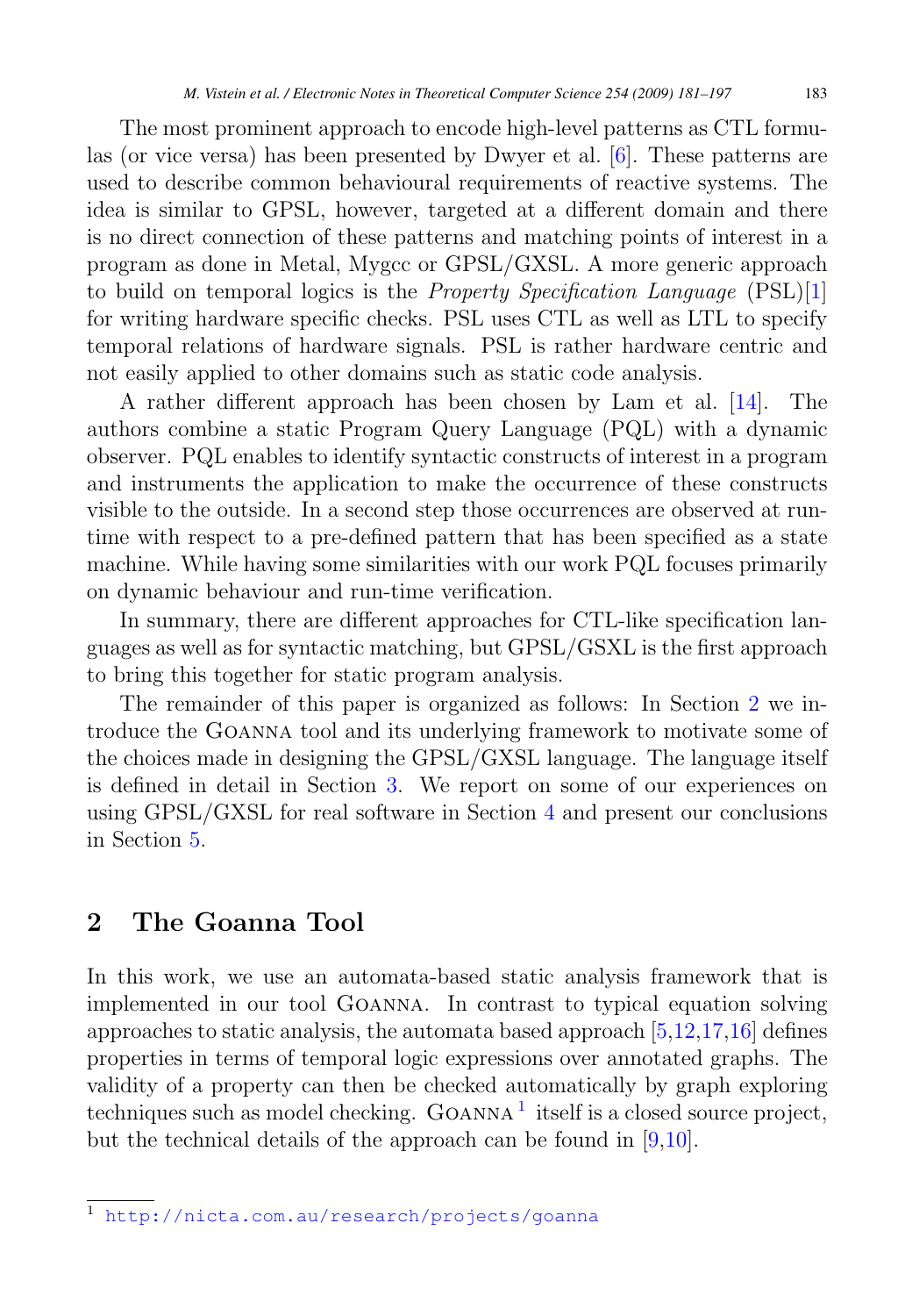The most prominent approach to encode high-level patterns as CTL formulas (or vice versa) has been presented by Dwyer et al. [6]. These patterns are used to describe common behavioural requirements of reactive systems. The idea is similar to GPSL, however, targeted at a different domain and there is no direct connection of these patterns and matching points of interest in a program as done in Metal, Mygcc or GPSL/GXSL. A more generic approach to build on temporal logics is the *Property Specification Language* (PSL)[1] for writing hardware specific checks. PSL uses CTL as well as LTL to specify temporal relations of hardware signals. PSL is rather hardware centric and not easily applied to other domains such as static code analysis.

A rather different approach has been chosen by Lam et al. [14]. The authors combine a static Program Query Language (PQL) with a dynamic observer. PQL enables to identify syntactic constructs of interest in a program and instruments the application to make the occurrence of these constructs visible to the outside. In a second step those occurrences are observed at run-time with respect to a pre-defined pattern that has been specified as a state machine. While having some similarities with our work PQL focuses primarily on dynamic behaviour and run-time verification.

In summary, there are different approaches for CTL-like specification languages as well as for syntactic matching, but GPSL/GSXL is the first approach to bring this together for static program analysis.

The remainder of this paper is organized as follows: In Section 2 we introduce the Goanna tool and its underlying framework to motivate some of the choices made in designing the GPSL/GXSL language. The language itself is defined in detail in Section 3. We report on some of our experiences on using GPSL/GXSL for real software in Section 4 and present our conclusions in Section 5.

## 2 The Goanna Tool

In this work, we use an automata-based static analysis framework that is implemented in our tool Goanna. In contrast to typical equation solving approaches to static analysis, the automata based approach [5,12,17,16] defines properties in terms of temporal logic expressions over annotated graphs. The validity of a property can then be checked automatically by graph exploring techniques such as model checking. Goanna [1] itself is a closed source project, but the technical details of the approach can be found in [9,10].

[1] http://nicta.com.au/research/projects/goanna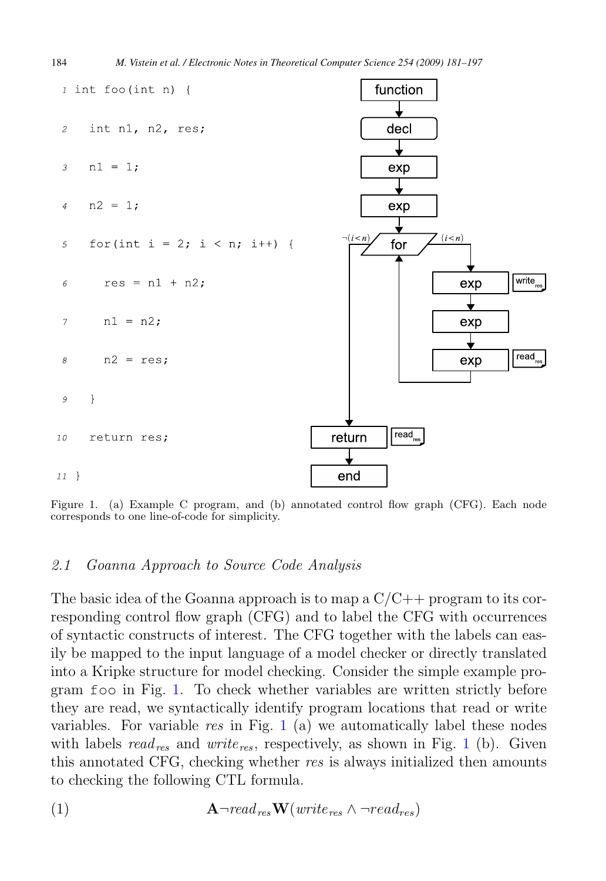```
1 int foo(int n) {
2   int n1, n2, res;
3   n1 = 1;
4   n2 = 1;
5   for(int i = 2; i < n; i++) {
6     res = n1 + n2;
7     n1 = n2;
8     n2 = res;
9   }
10  return res;
11 }
```

Figure 1. (a) Example C program, and (b) annotated control flow graph (CFG). Each node corresponds to one line-of-code for simplicity.

### 2.1 Goanna Approach to Source Code Analysis

The basic idea of the Goanna approach is to map a C/C++ program to its corresponding control flow graph (CFG) and to label the CFG with occurrences of syntactic constructs of interest. The CFG together with the labels can easily be mapped to the input language of a model checker or directly translated into a Kripke structure for model checking. Consider the simple example program `foo` in Fig. 1. To check whether variables are written strictly before they are read, we syntactically identify program locations that read or write variables. For variable *res* in Fig. 1 (a) we automatically label these nodes with labels $read_{res}$ and $write_{res}$, respectively, as shown in Fig. 1 (b). Given this annotated CFG, checking whether *res* is always initialized then amounts to checking the following CTL formula.

$$\mathbf{A}\neg read_{res}\mathbf{W}(write_{res} \wedge \neg read_{res}) \tag{1}$$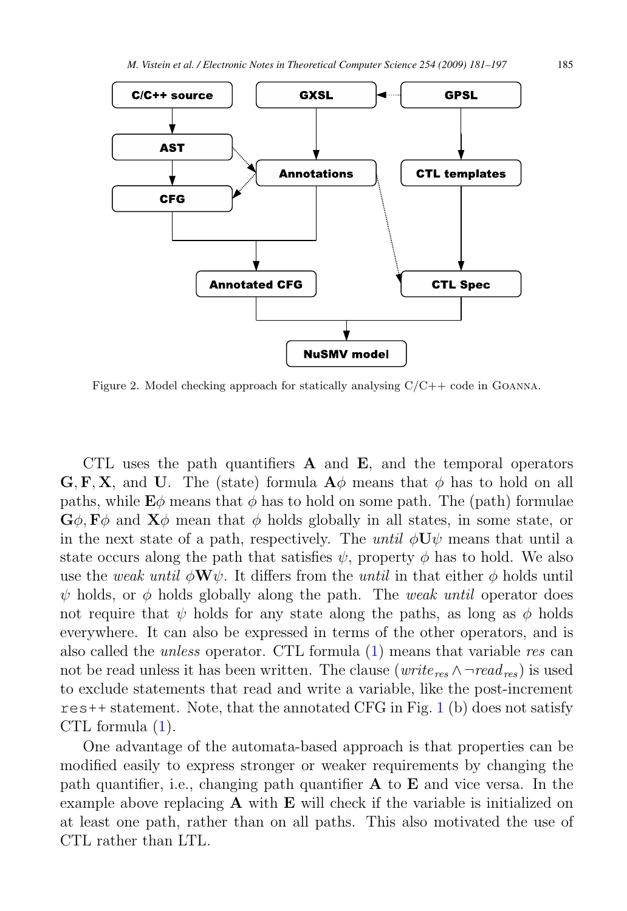Figure 2. Model checking approach for statically analysing C/C++ code in Goanna.

CTL uses the path quantifiers $\mathbf{A}$ and $\mathbf{E}$, and the temporal operators $\mathbf{G}, \mathbf{F}, \mathbf{X}$, and $\mathbf{U}$. The (state) formula $\mathbf{A}\phi$ means that $\phi$ has to hold on all paths, while $\mathbf{E}\phi$ means that $\phi$ has to hold on some path. The (path) formulae $\mathbf{G}\phi, \mathbf{F}\phi$ and $\mathbf{X}\phi$ mean that $\phi$ holds globally in all states, in some state, or in the next state of a path, respectively. The *until* $\phi\mathbf{U}\psi$ means that until a state occurs along the path that satisfies $\psi$, property $\phi$ has to hold. We also use the *weak until* $\phi\mathbf{W}\psi$. It differs from the *until* in that either $\phi$ holds until $\psi$ holds, or $\phi$ holds globally along the path. The *weak until* operator does not require that $\psi$ holds for any state along the paths, as long as $\phi$ holds everywhere. It can also be expressed in terms of the other operators, and is also called the *unless* operator. CTL formula (1) means that variable *res* can not be read unless it has been written. The clause $(write_{res} \wedge \neg read_{res})$ is used to exclude statements that read and write a variable, like the post-increment `res++` statement. Note, that the annotated CFG in Fig. 1 (b) does not satisfy CTL formula (1).

One advantage of the automata-based approach is that properties can be modified easily to express stronger or weaker requirements by changing the path quantifier, i.e., changing path quantifier $\mathbf{A}$ to $\mathbf{E}$ and vice versa. In the example above replacing $\mathbf{A}$ with $\mathbf{E}$ will check if the variable is initialized on at least one path, rather than on all paths. This also motivated the use of CTL rather than LTL.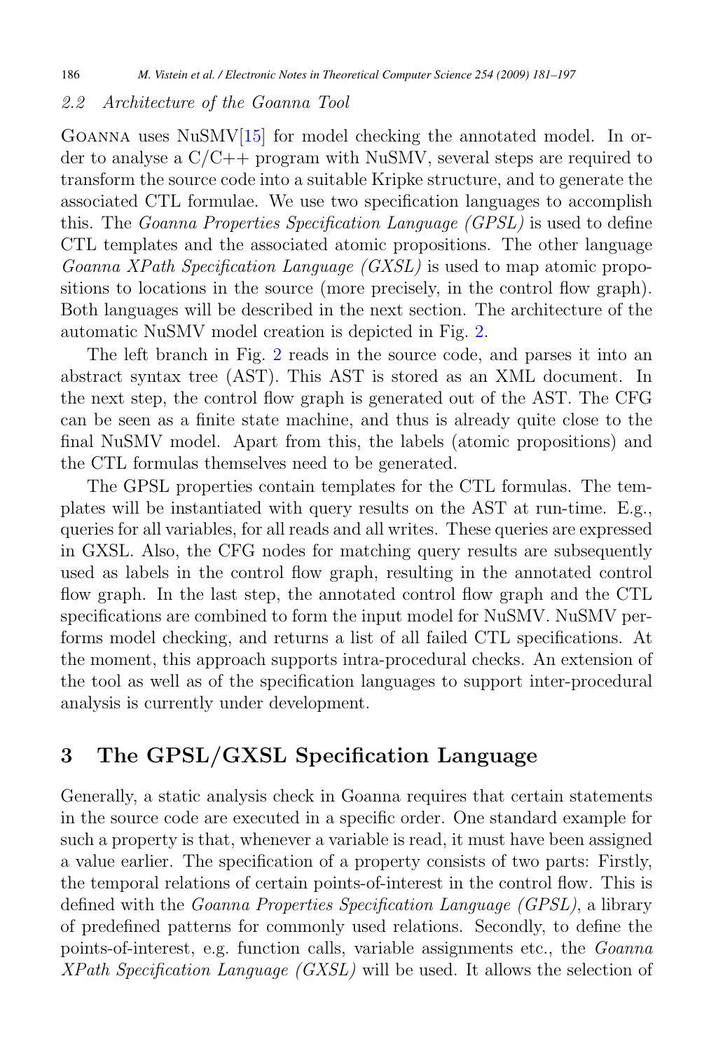### 2.2 Architecture of the Goanna Tool

Goanna uses NuSMV[15] for model checking the annotated model. In order to analyse a C/C++ program with NuSMV, several steps are required to transform the source code into a suitable Kripke structure, and to generate the associated CTL formulae. We use two specification languages to accomplish this. The *Goanna Properties Specification Language (GPSL)* is used to define CTL templates and the associated atomic propositions. The other language *Goanna XPath Specification Language (GXSL)* is used to map atomic propositions to locations in the source (more precisely, in the control flow graph). Both languages will be described in the next section. The architecture of the automatic NuSMV model creation is depicted in Fig. 2.

The left branch in Fig. 2 reads in the source code, and parses it into an abstract syntax tree (AST). This AST is stored as an XML document. In the next step, the control flow graph is generated out of the AST. The CFG can be seen as a finite state machine, and thus is already quite close to the final NuSMV model. Apart from this, the labels (atomic propositions) and the CTL formulas themselves need to be generated.

The GPSL properties contain templates for the CTL formulas. The templates will be instantiated with query results on the AST at run-time. E.g., queries for all variables, for all reads and all writes. These queries are expressed in GXSL. Also, the CFG nodes for matching query results are subsequently used as labels in the control flow graph, resulting in the annotated control flow graph. In the last step, the annotated control flow graph and the CTL specifications are combined to form the input model for NuSMV. NuSMV performs model checking, and returns a list of all failed CTL specifications. At the moment, this approach supports intra-procedural checks. An extension of the tool as well as of the specification languages to support inter-procedural analysis is currently under development.

## 3 The GPSL/GXSL Specification Language

Generally, a static analysis check in Goanna requires that certain statements in the source code are executed in a specific order. One standard example for such a property is that, whenever a variable is read, it must have been assigned a value earlier. The specification of a property consists of two parts: Firstly, the temporal relations of certain points-of-interest in the control flow. This is defined with the *Goanna Properties Specification Language (GPSL)*, a library of predefined patterns for commonly used relations. Secondly, to define the points-of-interest, e.g. function calls, variable assignments etc., the *Goanna XPath Specification Language (GXSL)* will be used. It allows the selection of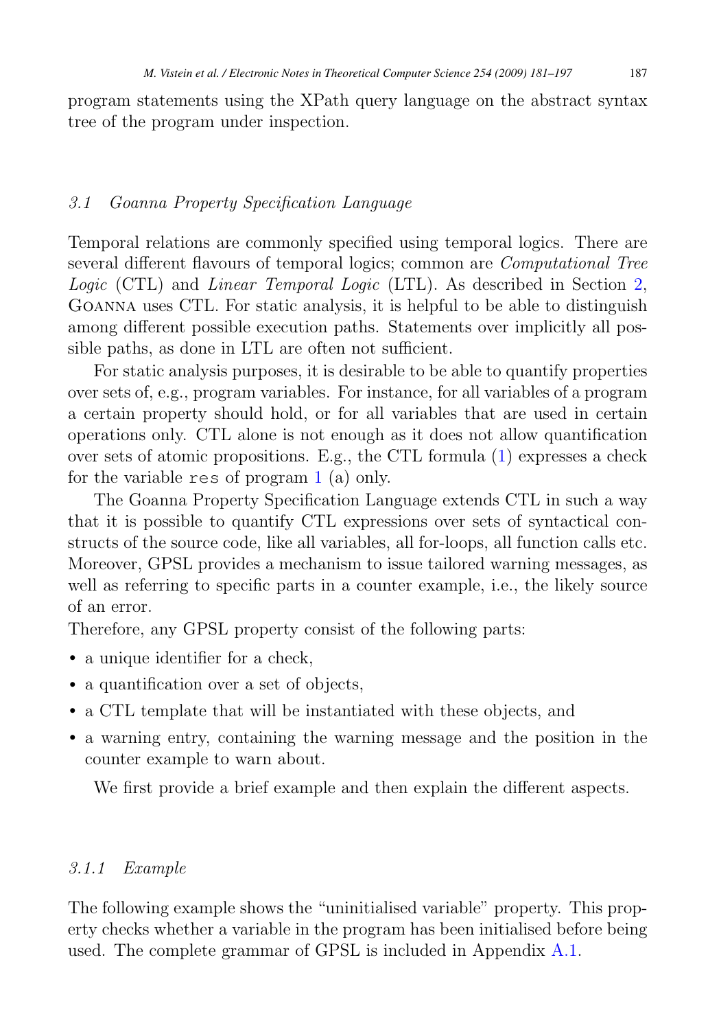program statements using the XPath query language on the abstract syntax tree of the program under inspection.

### 3.1 Goanna Property Specification Language

Temporal relations are commonly specified using temporal logics. There are several different flavours of temporal logics; common are *Computational Tree Logic* (CTL) and *Linear Temporal Logic* (LTL). As described in Section 2, Goanna uses CTL. For static analysis, it is helpful to be able to distinguish among different possible execution paths. Statements over implicitly all possible paths, as done in LTL are often not sufficient.

For static analysis purposes, it is desirable to be able to quantify properties over sets of, e.g., program variables. For instance, for all variables of a program a certain property should hold, or for all variables that are used in certain operations only. CTL alone is not enough as it does not allow quantification over sets of atomic propositions. E.g., the CTL formula (1) expresses a check for the variable `res` of program 1 (a) only.

The Goanna Property Specification Language extends CTL in such a way that it is possible to quantify CTL expressions over sets of syntactical constructs of the source code, like all variables, all for-loops, all function calls etc. Moreover, GPSL provides a mechanism to issue tailored warning messages, as well as referring to specific parts in a counter example, i.e., the likely source of an error.

Therefore, any GPSL property consist of the following parts:

- a unique identifier for a check,
- a quantification over a set of objects,
- a CTL template that will be instantiated with these objects, and
- a warning entry, containing the warning message and the position in the counter example to warn about.

We first provide a brief example and then explain the different aspects.

#### 3.1.1 Example

The following example shows the "uninitialised variable" property. This property checks whether a variable in the program has been initialised before being used. The complete grammar of GPSL is included in Appendix A.1.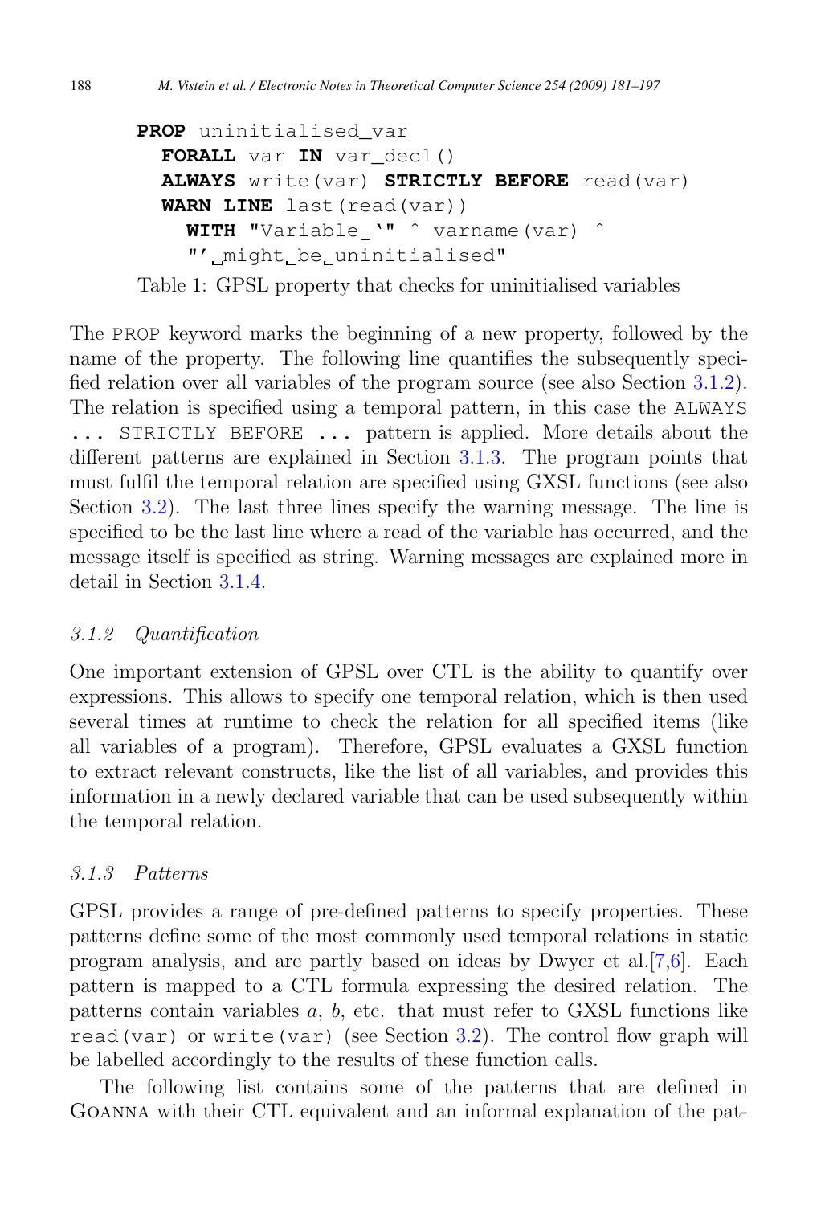```
PROP uninitialised_var
  FORALL var IN var_decl()
  ALWAYS write(var) STRICTLY BEFORE read(var)
  WARN LINE last(read(var))
    WITH "Variable `" ^ varname(var) ^
    "' might be uninitialised"
```

Table 1: GPSL property that checks for uninitialised variables

The PROP keyword marks the beginning of a new property, followed by the name of the property. The following line quantifies the subsequently specified relation over all variables of the program source (see also Section 3.1.2). The relation is specified using a temporal pattern, in this case the ALWAYS ... STRICTLY BEFORE ... pattern is applied. More details about the different patterns are explained in Section 3.1.3. The program points that must fulfil the temporal relation are specified using GXSL functions (see also Section 3.2). The last three lines specify the warning message. The line is specified to be the last line where a read of the variable has occurred, and the message itself is specified as string. Warning messages are explained more in detail in Section 3.1.4.

#### 3.1.2 Quantification

One important extension of GPSL over CTL is the ability to quantify over expressions. This allows to specify one temporal relation, which is then used several times at runtime to check the relation for all specified items (like all variables of a program). Therefore, GPSL evaluates a GXSL function to extract relevant constructs, like the list of all variables, and provides this information in a newly declared variable that can be used subsequently within the temporal relation.

#### 3.1.3 Patterns

GPSL provides a range of pre-defined patterns to specify properties. These patterns define some of the most commonly used temporal relations in static program analysis, and are partly based on ideas by Dwyer et al.[7,6]. Each pattern is mapped to a CTL formula expressing the desired relation. The patterns contain variables $a$, $b$, etc. that must refer to GXSL functions like read(var) or write(var) (see Section 3.2). The control flow graph will be labelled accordingly to the results of these function calls.

The following list contains some of the patterns that are defined in Goanna with their CTL equivalent and an informal explanation of the pat-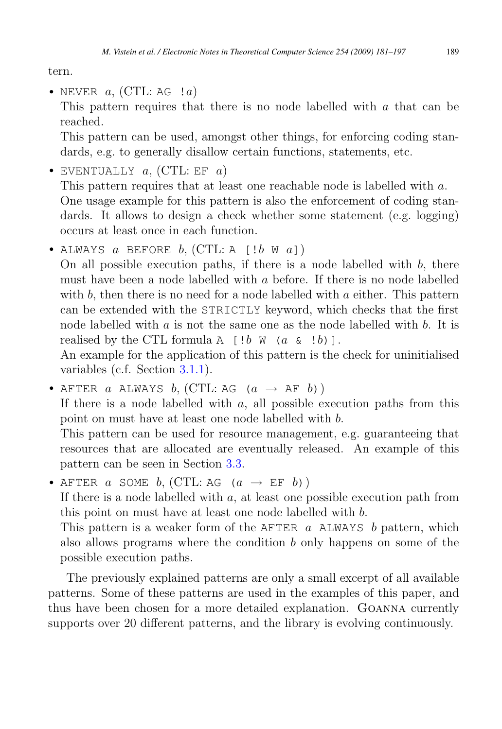tern.

- `NEVER` $a$, (CTL: `AG !`$a$)
  This pattern requires that there is no node labelled with $a$ that can be reached.
  This pattern can be used, amongst other things, for enforcing coding standards, e.g. to generally disallow certain functions, statements, etc.
- `EVENTUALLY` $a$, (CTL: `EF` $a$)
  This pattern requires that at least one reachable node is labelled with $a$. One usage example for this pattern is also the enforcement of coding standards. It allows to design a check whether some statement (e.g. logging) occurs at least once in each function.
- `ALWAYS` $a$ `BEFORE` $b$, (CTL: `A [!`$b$ `W` $a$`]`)
  On all possible execution paths, if there is a node labelled with $b$, there must have been a node labelled with $a$ before. If there is no node labelled with $b$, then there is no need for a node labelled with $a$ either. This pattern can be extended with the `STRICTLY` keyword, which checks that the first node labelled with $a$ is not the same one as the node labelled with $b$. It is realised by the CTL formula `A [!`$b$ `W (`$a$ `& !`$b$`)]`.
  An example for the application of this pattern is the check for uninitialised variables (c.f. Section 3.1.1).
- `AFTER` $a$ `ALWAYS` $b$, (CTL: `AG (`$a$ $\rightarrow$ `AF` $b$`)`)
  If there is a node labelled with $a$, all possible execution paths from this point on must have at least one node labelled with $b$.
  This pattern can be used for resource management, e.g. guaranteeing that resources that are allocated are eventually released. An example of this pattern can be seen in Section 3.3.
- `AFTER` $a$ `SOME` $b$, (CTL: `AG (`$a$ $\rightarrow$ `EF` $b$`)`)
  If there is a node labelled with $a$, at least one possible execution path from this point on must have at least one node labelled with $b$.
  This pattern is a weaker form of the `AFTER` $a$ `ALWAYS` $b$ pattern, which also allows programs where the condition $b$ only happens on some of the possible execution paths.

The previously explained patterns are only a small excerpt of all available patterns. Some of these patterns are used in the examples of this paper, and thus have been chosen for a more detailed explanation. Goanna currently supports over 20 different patterns, and the library is evolving continuously.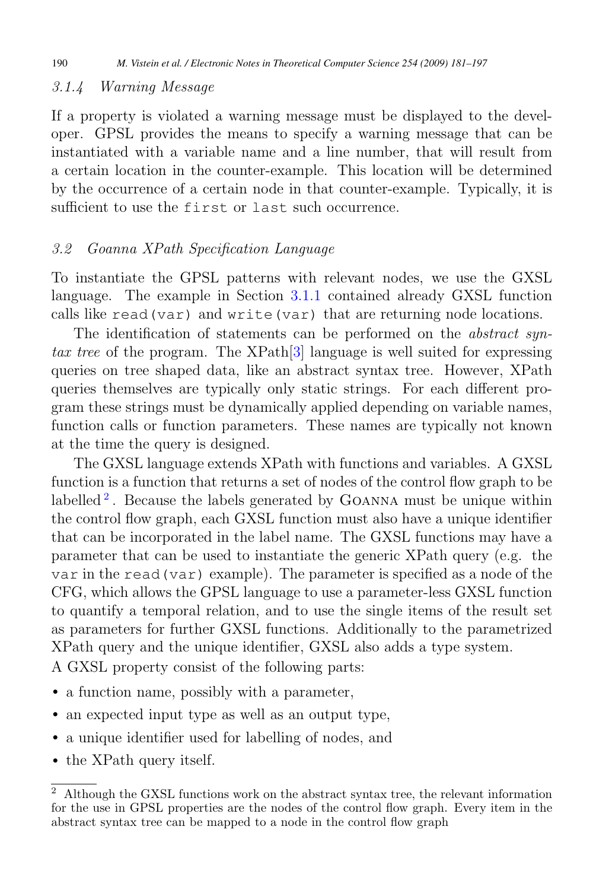#### 3.1.4 Warning Message

If a property is violated a warning message must be displayed to the developer. GPSL provides the means to specify a warning message that can be instantiated with a variable name and a line number, that will result from a certain location in the counter-example. This location will be determined by the occurrence of a certain node in that counter-example. Typically, it is sufficient to use the `first` or `last` such occurrence.

### 3.2 Goanna XPath Specification Language

To instantiate the GPSL patterns with relevant nodes, we use the GXSL language. The example in Section 3.1.1 contained already GXSL function calls like `read(var)` and `write(var)` that are returning node locations.

The identification of statements can be performed on the *abstract syntax tree* of the program. The XPath[3] language is well suited for expressing queries on tree shaped data, like an abstract syntax tree. However, XPath queries themselves are typically only static strings. For each different program these strings must be dynamically applied depending on variable names, function calls or function parameters. These names are typically not known at the time the query is designed.

The GXSL language extends XPath with functions and variables. A GXSL function is a function that returns a set of nodes of the control flow graph to be labelled [2]. Because the labels generated by Goanna must be unique within the control flow graph, each GXSL function must also have a unique identifier that can be incorporated in the label name. The GXSL functions may have a parameter that can be used to instantiate the generic XPath query (e.g. the `var` in the `read(var)` example). The parameter is specified as a node of the CFG, which allows the GPSL language to use a parameter-less GXSL function to quantify a temporal relation, and to use the single items of the result set as parameters for further GXSL functions. Additionally to the parametrized XPath query and the unique identifier, GXSL also adds a type system.

A GXSL property consist of the following parts:

- a function name, possibly with a parameter,
- an expected input type as well as an output type,
- a unique identifier used for labelling of nodes, and
- the XPath query itself.

[2] Although the GXSL functions work on the abstract syntax tree, the relevant information for the use in GPSL properties are the nodes of the control flow graph. Every item in the abstract syntax tree can be mapped to a node in the control flow graph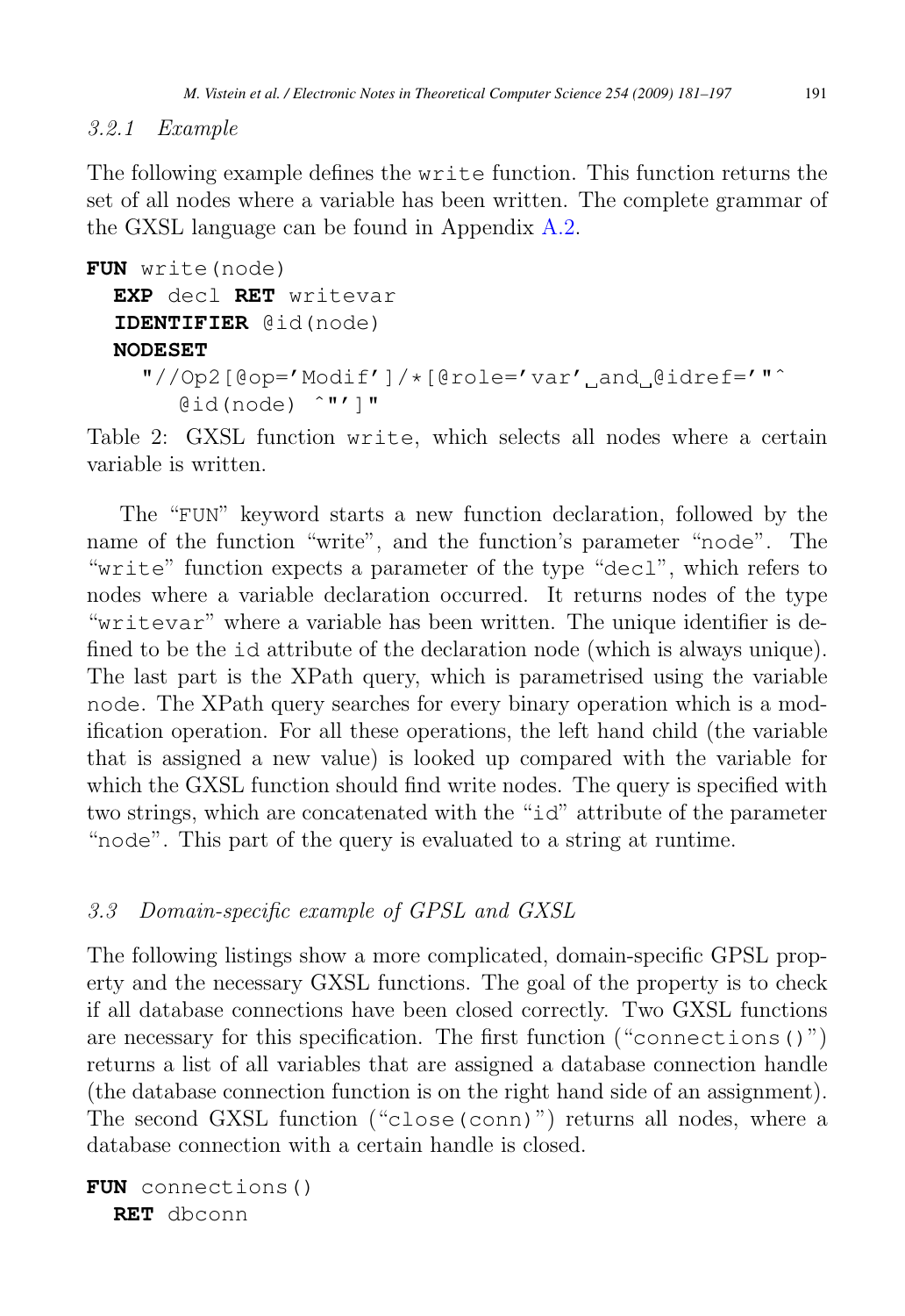### 3.2.1 Example

The following example defines the `write` function. This function returns the set of all nodes where a variable has been written. The complete grammar of the GXSL language can be found in Appendix A.2.

```
FUN write(node)
  EXP decl RET writevar
  IDENTIFIER @id(node)
  NODESET
    "//Op2[@op='Modif']/*[@role='var' and @idref='"^
      @id(node) ^"']"
```

Table 2: GXSL function `write`, which selects all nodes where a certain variable is written.

The "`FUN`" keyword starts a new function declaration, followed by the name of the function "`write`", and the function's parameter "`node`". The "`write`" function expects a parameter of the type "`decl`", which refers to nodes where a variable declaration occurred. It returns nodes of the type "`writevar`" where a variable has been written. The unique identifier is defined to be the `id` attribute of the declaration node (which is always unique). The last part is the XPath query, which is parametrised using the variable `node`. The XPath query searches for every binary operation which is a modification operation. For all these operations, the left hand child (the variable that is assigned a new value) is looked up compared with the variable for which the GXSL function should find write nodes. The query is specified with two strings, which are concatenated with the "`id`" attribute of the parameter "`node`". This part of the query is evaluated to a string at runtime.

## 3.3 Domain-specific example of GPSL and GXSL

The following listings show a more complicated, domain-specific GPSL property and the necessary GXSL functions. The goal of the property is to check if all database connections have been closed correctly. Two GXSL functions are necessary for this specification. The first function ("`connections()`") returns a list of all variables that are assigned a database connection handle (the database connection function is on the right hand side of an assignment). The second GXSL function ("`close(conn)`") returns all nodes, where a database connection with a certain handle is closed.

```
FUN connections()
  RET dbconn
```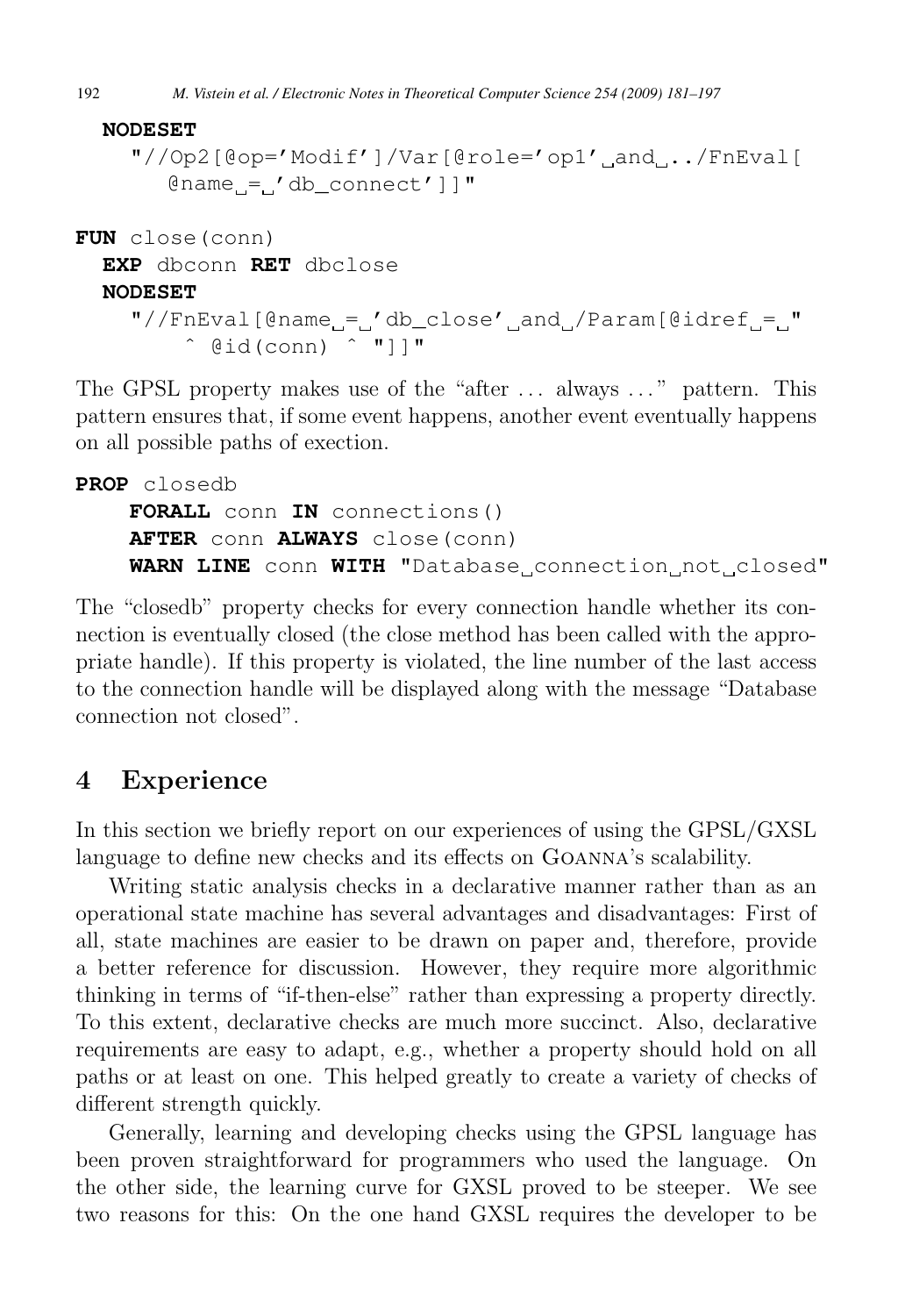```
  NODESET
    "//Op2[@op='Modif']/Var[@role='op1' and ../FnEval[
       @name = 'db_connect']]"

FUN close(conn)
  EXP dbconn RET dbclose
  NODESET
    "//FnEval[@name = 'db_close' and /Param[@idref = "
        ^ @id(conn) ^ "]]"
```

The GPSL property makes use of the "after ... always ..." pattern. This pattern ensures that, if some event happens, another event eventually happens on all possible paths of exection.

```
PROP closedb
    FORALL conn IN connections()
    AFTER conn ALWAYS close(conn)
    WARN LINE conn WITH "Database connection not closed"
```

The "closedb" property checks for every connection handle whether its connection is eventually closed (the close method has been called with the appropriate handle). If this property is violated, the line number of the last access to the connection handle will be displayed along with the message "Database connection not closed".

## 4 Experience

In this section we briefly report on our experiences of using the GPSL/GXSL language to define new checks and its effects on Goanna's scalability.

Writing static analysis checks in a declarative manner rather than as an operational state machine has several advantages and disadvantages: First of all, state machines are easier to be drawn on paper and, therefore, provide a better reference for discussion. However, they require more algorithmic thinking in terms of "if-then-else" rather than expressing a property directly. To this extent, declarative checks are much more succinct. Also, declarative requirements are easy to adapt, e.g., whether a property should hold on all paths or at least on one. This helped greatly to create a variety of checks of different strength quickly.

Generally, learning and developing checks using the GPSL language has been proven straightforward for programmers who used the language. On the other side, the learning curve for GXSL proved to be steeper. We see two reasons for this: On the one hand GXSL requires the developer to be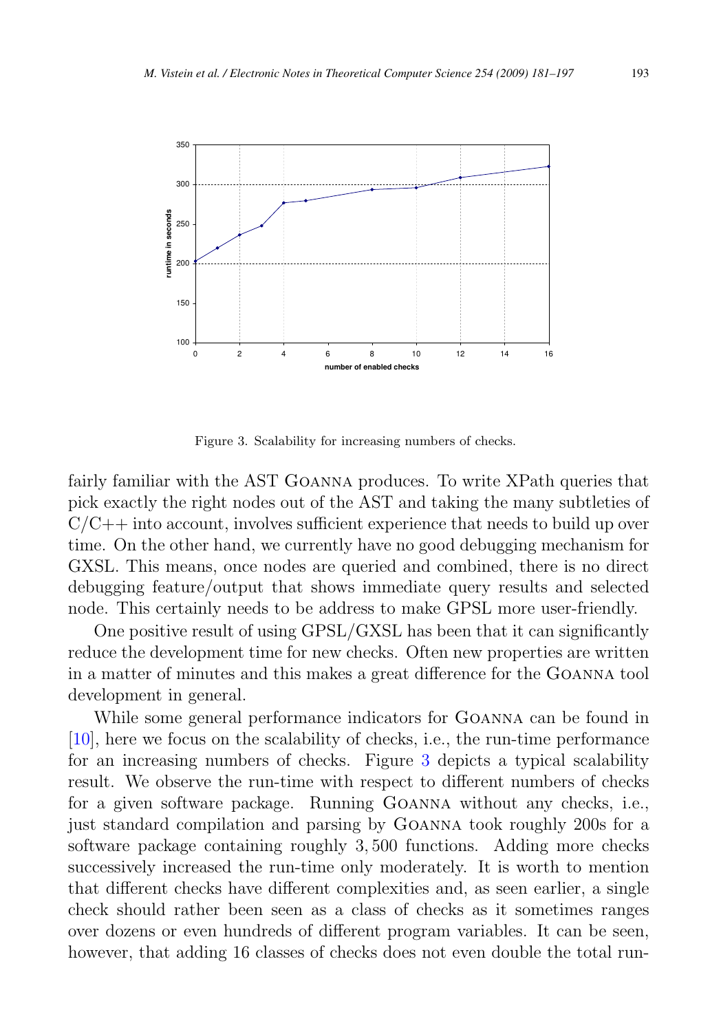Figure 3. Scalability for increasing numbers of checks.

fairly familiar with the AST Goanna produces. To write XPath queries that pick exactly the right nodes out of the AST and taking the many subtleties of C/C++ into account, involves sufficient experience that needs to build up over time. On the other hand, we currently have no good debugging mechanism for GXSL. This means, once nodes are queried and combined, there is no direct debugging feature/output that shows immediate query results and selected node. This certainly needs to be address to make GPSL more user-friendly.

One positive result of using GPSL/GXSL has been that it can significantly reduce the development time for new checks. Often new properties are written in a matter of minutes and this makes a great difference for the Goanna tool development in general.

While some general performance indicators for Goanna can be found in [10], here we focus on the scalability of checks, i.e., the run-time performance for an increasing numbers of checks. Figure 3 depicts a typical scalability result. We observe the run-time with respect to different numbers of checks for a given software package. Running Goanna without any checks, i.e., just standard compilation and parsing by Goanna took roughly 200s for a software package containing roughly 3,500 functions. Adding more checks successively increased the run-time only moderately. It is worth to mention that different checks have different complexities and, as seen earlier, a single check should rather been seen as a class of checks as it sometimes ranges over dozens or even hundreds of different program variables. It can be seen, however, that adding 16 classes of checks does not even double the total run-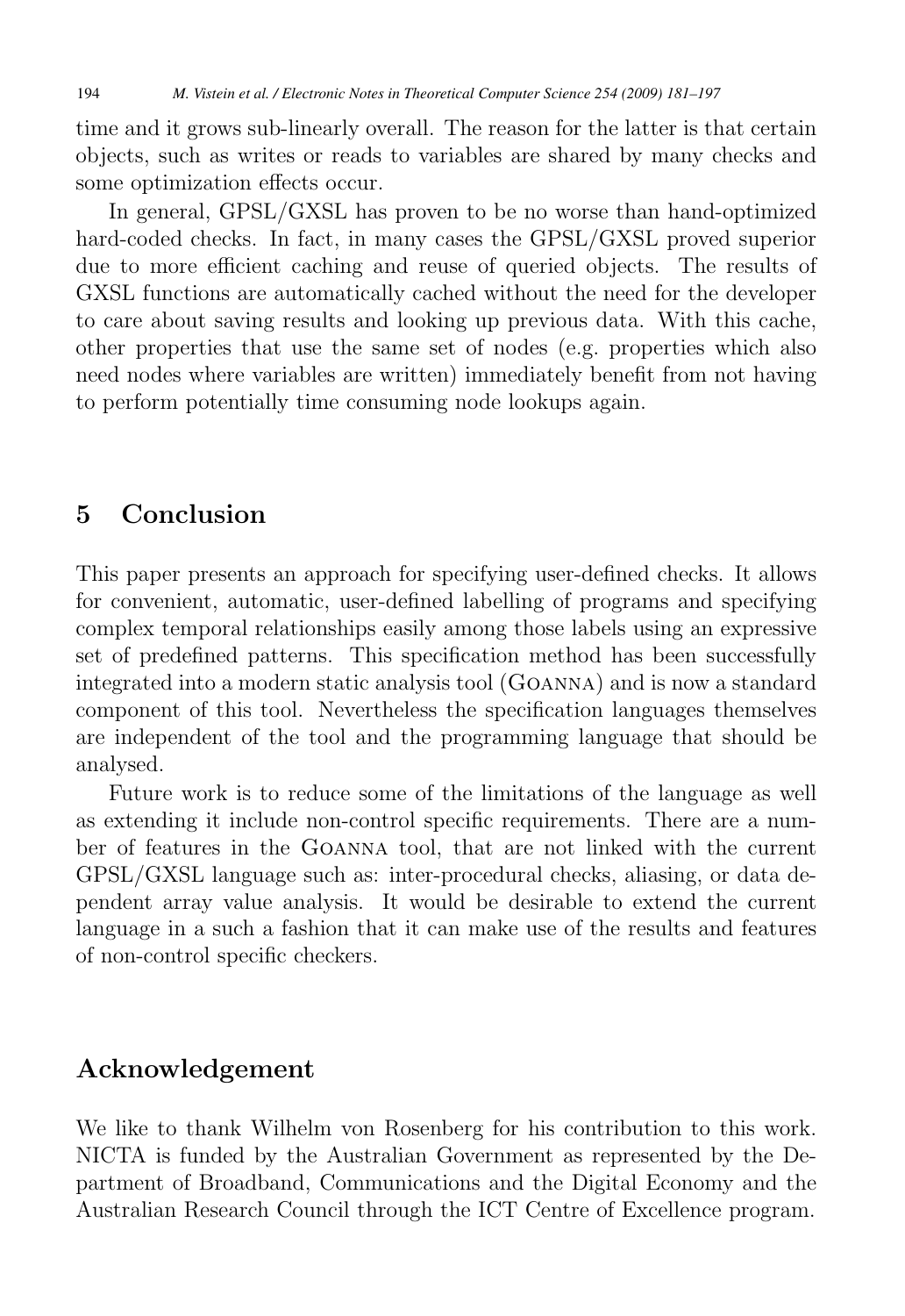time and it grows sub-linearly overall. The reason for the latter is that certain objects, such as writes or reads to variables are shared by many checks and some optimization effects occur.

In general, GPSL/GXSL has proven to be no worse than hand-optimized hard-coded checks. In fact, in many cases the GPSL/GXSL proved superior due to more efficient caching and reuse of queried objects. The results of GXSL functions are automatically cached without the need for the developer to care about saving results and looking up previous data. With this cache, other properties that use the same set of nodes (e.g. properties which also need nodes where variables are written) immediately benefit from not having to perform potentially time consuming node lookups again.

## 5 Conclusion

This paper presents an approach for specifying user-defined checks. It allows for convenient, automatic, user-defined labelling of programs and specifying complex temporal relationships easily among those labels using an expressive set of predefined patterns. This specification method has been successfully integrated into a modern static analysis tool (Goanna) and is now a standard component of this tool. Nevertheless the specification languages themselves are independent of the tool and the programming language that should be analysed.

Future work is to reduce some of the limitations of the language as well as extending it include non-control specific requirements. There are a number of features in the Goanna tool, that are not linked with the current GPSL/GXSL language such as: inter-procedural checks, aliasing, or data dependent array value analysis. It would be desirable to extend the current language in a such a fashion that it can make use of the results and features of non-control specific checkers.

## Acknowledgement

We like to thank Wilhelm von Rosenberg for his contribution to this work. NICTA is funded by the Australian Government as represented by the Department of Broadband, Communications and the Digital Economy and the Australian Research Council through the ICT Centre of Excellence program.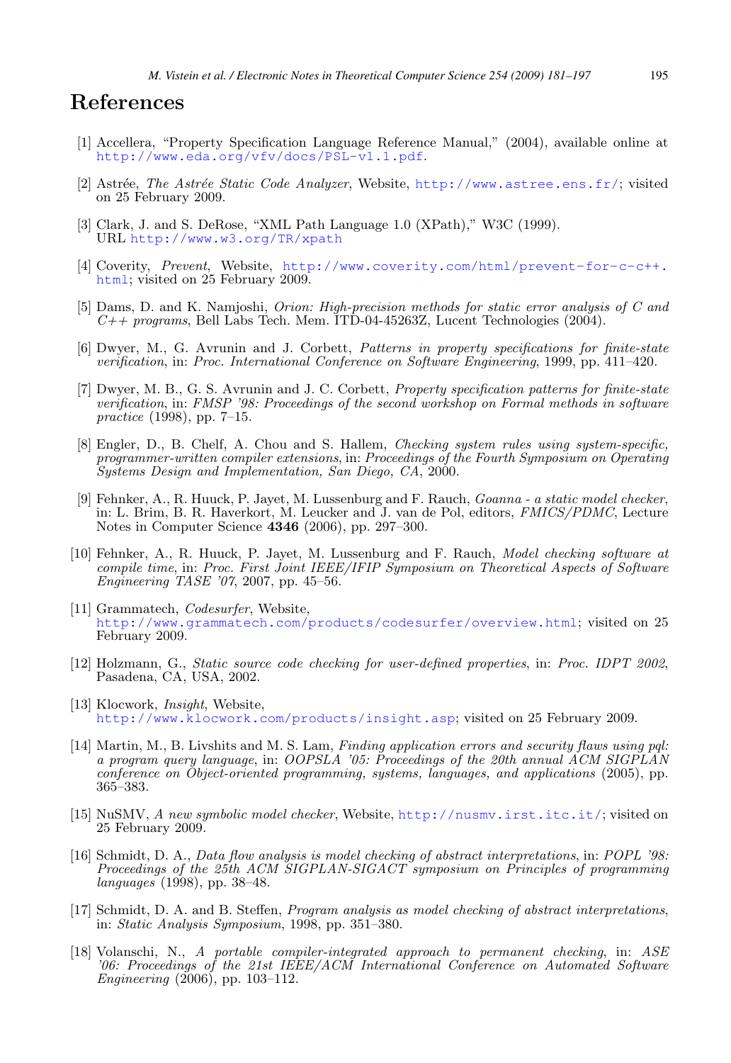# References

[1] Accellera, "Property Specification Language Reference Manual," (2004), available online at http://www.eda.org/vfv/docs/PSL-v1.1.pdf.

[2] Astrée, *The Astrée Static Code Analyzer*, Website, http://www.astree.ens.fr/; visited on 25 February 2009.

[3] Clark, J. and S. DeRose, "XML Path Language 1.0 (XPath)," W3C (1999). URL http://www.w3.org/TR/xpath

[4] Coverity, *Prevent*, Website, http://www.coverity.com/html/prevent-for-c-c++.html; visited on 25 February 2009.

[5] Dams, D. and K. Namjoshi, *Orion: High-precision methods for static error analysis of C and C++ programs*, Bell Labs Tech. Mem. ITD-04-45263Z, Lucent Technologies (2004).

[6] Dwyer, M., G. Avrunin and J. Corbett, *Patterns in property specifications for finite-state verification*, in: *Proc. International Conference on Software Engineering*, 1999, pp. 411–420.

[7] Dwyer, M. B., G. S. Avrunin and J. C. Corbett, *Property specification patterns for finite-state verification*, in: *FMSP '98: Proceedings of the second workshop on Formal methods in software practice* (1998), pp. 7–15.

[8] Engler, D., B. Chelf, A. Chou and S. Hallem, *Checking system rules using system-specific, programmer-written compiler extensions*, in: *Proceedings of the Fourth Symposium on Operating Systems Design and Implementation, San Diego, CA*, 2000.

[9] Fehnker, A., R. Huuck, P. Jayet, M. Lussenburg and F. Rauch, *Goanna - a static model checker*, in: L. Brim, B. R. Haverkort, M. Leucker and J. van de Pol, editors, *FMICS/PDMC*, Lecture Notes in Computer Science **4346** (2006), pp. 297–300.

[10] Fehnker, A., R. Huuck, P. Jayet, M. Lussenburg and F. Rauch, *Model checking software at compile time*, in: *Proc. First Joint IEEE/IFIP Symposium on Theoretical Aspects of Software Engineering TASE '07*, 2007, pp. 45–56.

[11] Grammatech, *Codesurfer*, Website, http://www.grammatech.com/products/codesurfer/overview.html; visited on 25 February 2009.

[12] Holzmann, G., *Static source code checking for user-defined properties*, in: *Proc. IDPT 2002*, Pasadena, CA, USA, 2002.

[13] Klocwork, *Insight*, Website, http://www.klocwork.com/products/insight.asp; visited on 25 February 2009.

[14] Martin, M., B. Livshits and M. S. Lam, *Finding application errors and security flaws using pql: a program query language*, in: *OOPSLA '05: Proceedings of the 20th annual ACM SIGPLAN conference on Object-oriented programming, systems, languages, and applications* (2005), pp. 365–383.

[15] NuSMV, *A new symbolic model checker*, Website, http://nusmv.irst.itc.it/; visited on 25 February 2009.

[16] Schmidt, D. A., *Data flow analysis is model checking of abstract interpretations*, in: *POPL '98: Proceedings of the 25th ACM SIGPLAN-SIGACT symposium on Principles of programming languages* (1998), pp. 38–48.

[17] Schmidt, D. A. and B. Steffen, *Program analysis as model checking of abstract interpretations*, in: *Static Analysis Symposium*, 1998, pp. 351–380.

[18] Volanschi, N., *A portable compiler-integrated approach to permanent checking*, in: *ASE '06: Proceedings of the 21st IEEE/ACM International Conference on Automated Software Engineering* (2006), pp. 103–112.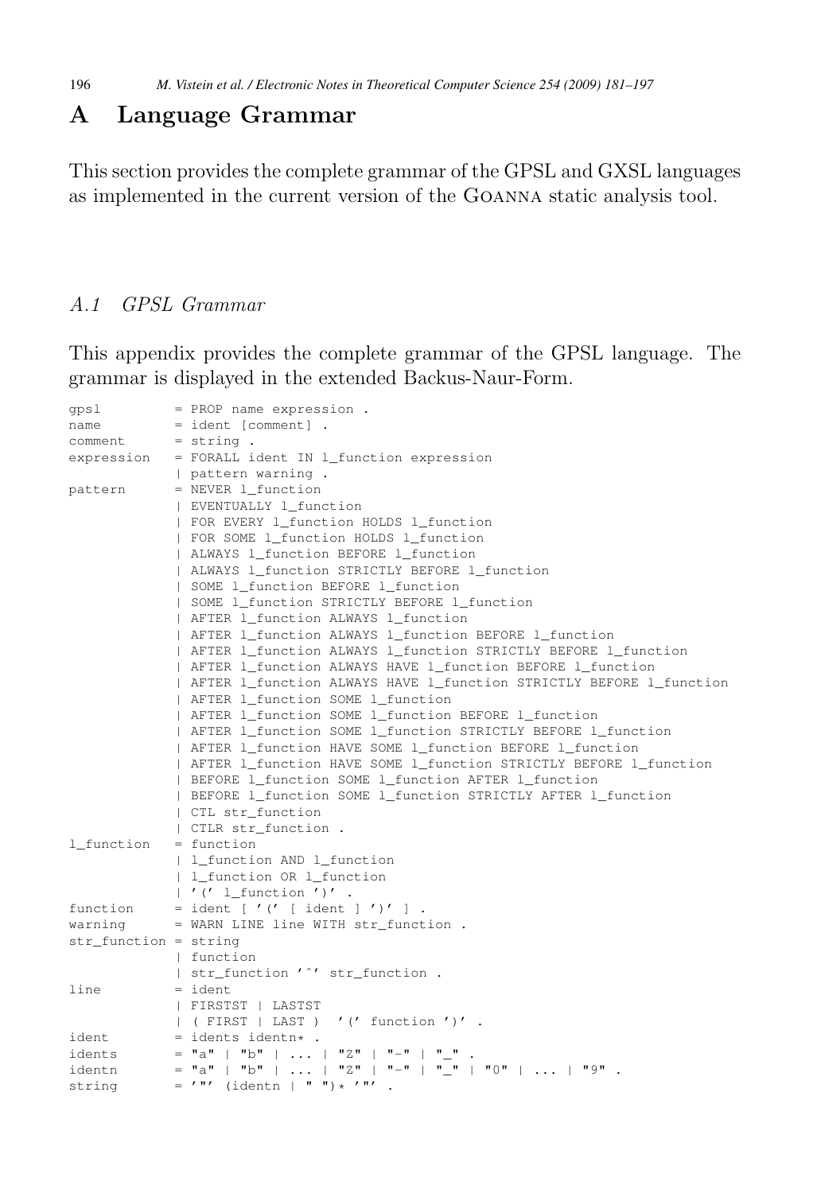# A Language Grammar

This section provides the complete grammar of the GPSL and GXSL languages as implemented in the current version of the Goanna static analysis tool.

## A.1 GPSL Grammar

This appendix provides the complete grammar of the GPSL language. The grammar is displayed in the extended Backus-Naur-Form.

```
gpsl         = PROP name expression .
name         = ident [comment] .
comment      = string .
expression   = FORALL ident IN l_function expression
             | pattern warning .
pattern      = NEVER l_function
             | EVENTUALLY l_function
             | FOR EVERY l_function HOLDS l_function
             | FOR SOME l_function HOLDS l_function
             | ALWAYS l_function BEFORE l_function
             | ALWAYS l_function STRICTLY BEFORE l_function
             | SOME l_function BEFORE l_function
             | SOME l_function STRICTLY BEFORE l_function
             | AFTER l_function ALWAYS l_function
             | AFTER l_function ALWAYS l_function BEFORE l_function
             | AFTER l_function ALWAYS l_function STRICTLY BEFORE l_function
             | AFTER l_function ALWAYS HAVE l_function BEFORE l_function
             | AFTER l_function ALWAYS HAVE l_function STRICTLY BEFORE l_function
             | AFTER l_function SOME l_function
             | AFTER l_function SOME l_function BEFORE l_function
             | AFTER l_function SOME l_function STRICTLY BEFORE l_function
             | AFTER l_function HAVE SOME l_function BEFORE l_function
             | AFTER l_function HAVE SOME l_function STRICTLY BEFORE l_function
             | BEFORE l_function SOME l_function AFTER l_function
             | BEFORE l_function SOME l_function STRICTLY AFTER l_function
             | CTL str_function
             | CTLR str_function .
l_function   = function
             | l_function AND l_function
             | l_function OR l_function
             | '(' l_function ')' .
function     = ident [ '(' [ ident ] ')' ] .
warning      = WARN LINE line WITH str_function .
str_function = string
             | function
             | str_function '^' str_function .
line         = ident
             | FIRSTST | LASTST
             | ( FIRST | LAST )  '(' function ')' .
ident        = idents identn* .
idents       = "a" | "b" | ... | "Z" | "-" | "_" .
identn       = "a" | "b" | ... | "Z" | "-" | "_" | "0" | ... | "9" .
string       = '"' (identn | " ")* '"' .
```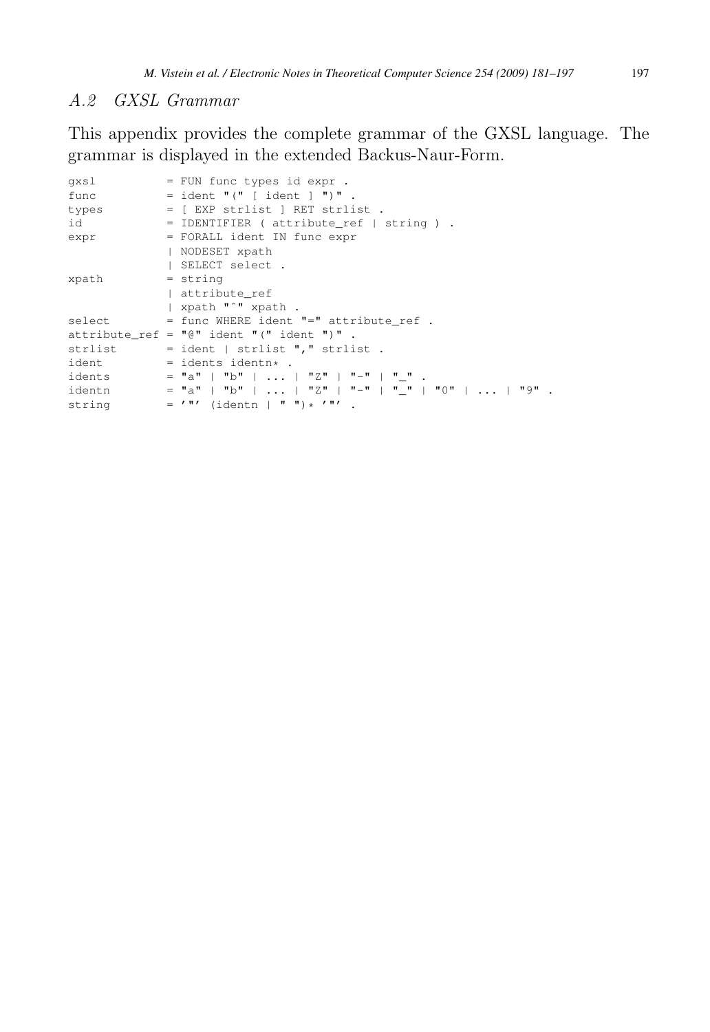## A.2 GXSL Grammar

This appendix provides the complete grammar of the GXSL language. The grammar is displayed in the extended Backus-Naur-Form.

```
gxsl          = FUN func types id expr .
func          = ident "(" [ ident ] ")" .
types         = [ EXP strlist ] RET strlist .
id            = IDENTIFIER ( attribute_ref | string ) .
expr          = FORALL ident IN func expr
              | NODESET xpath
              | SELECT select .
xpath         = string
              | attribute_ref
              | xpath "^" xpath .
select        = func WHERE ident "=" attribute_ref .
attribute_ref = "@" ident "(" ident ")" .
strlist       = ident | strlist "," strlist .
ident         = idents identn* .
idents        = "a" | "b" | ... | "Z" | "-" | "_" .
identn        = "a" | "b" | ... | "Z" | "-" | "_" | "0" | ... | "9" .
string        = '"' (identn | " ")* '"' .
```